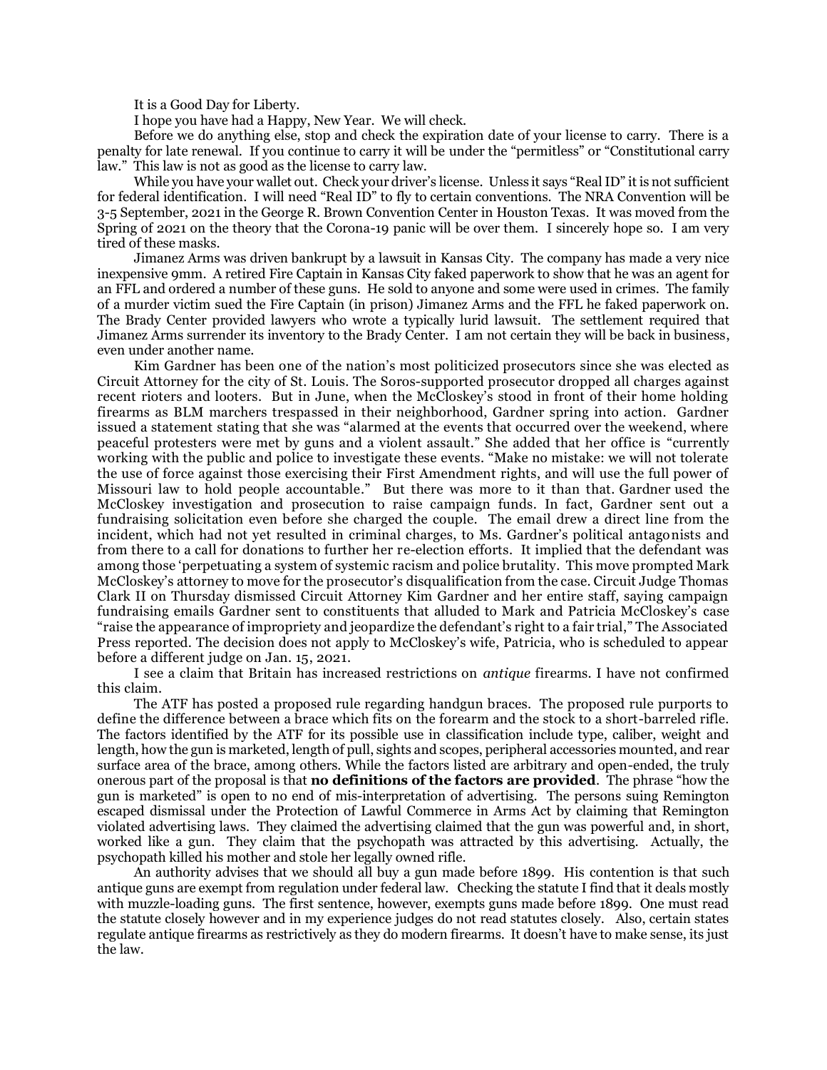It is a Good Day for Liberty.

I hope you have had a Happy, New Year. We will check.

Before we do anything else, stop and check the expiration date of your license to carry. There is a penalty for late renewal. If you continue to carry it will be under the "permitless" or "Constitutional carry law." This law is not as good as the license to carry law.

While you have your wallet out. Check your driver's license. Unless it says "Real ID" it is not sufficient for federal identification. I will need "Real ID" to fly to certain conventions. The NRA Convention will be 3-5 September, 2021 in the George R. Brown Convention Center in Houston Texas. It was moved from the Spring of 2021 on the theory that the Corona-19 panic will be over them. I sincerely hope so. I am very tired of these masks.

Jimanez Arms was driven bankrupt by a lawsuit in Kansas City. The company has made a very nice inexpensive 9mm. A retired Fire Captain in Kansas City faked paperwork to show that he was an agent for an FFL and ordered a number of these guns. He sold to anyone and some were used in crimes. The family of a murder victim sued the Fire Captain (in prison) Jimanez Arms and the FFL he faked paperwork on. The Brady Center provided lawyers who wrote a typically lurid lawsuit. The settlement required that Jimanez Arms surrender its inventory to the Brady Center. I am not certain they will be back in business, even under another name.

Kim Gardner has been one of the nation's most politicized prosecutors since she was elected as Circuit Attorney for the city of St. Louis. The Soros-supported prosecutor dropped all charges against recent rioters and looters. But in June, when the McCloskey's stood in front of their home holding firearms as BLM marchers trespassed in their neighborhood, Gardner spring into action. Gardner issued a statement stating that she was "alarmed at the events that occurred over the weekend, where peaceful protesters were met by guns and a violent assault." She added that her office is "currently working with the public and police to investigate these events. "Make no mistake: we will not tolerate the use of force against those exercising their First Amendment rights, and will use the full power of Missouri law to hold people accountable." But there was more to it than that. Gardner used the McCloskey investigation and prosecution to raise campaign funds. In fact, Gardner sent out a fundraising solicitation even before she charged the couple. The email drew a direct line from the incident, which had not yet resulted in criminal charges, to Ms. Gardner's political antagonists and from there to a call for donations to further her re-election efforts. It implied that the defendant was among those 'perpetuating a system of systemic racism and police brutality. This move prompted Mark McCloskey's attorney to move for the prosecutor's disqualification from the case. Circuit Judge Thomas Clark II on Thursday dismissed Circuit Attorney Kim Gardner and her entire staff, saying campaign fundraising emails Gardner sent to constituents that alluded to Mark and Patricia McCloskey's case "raise the appearance of impropriety and jeopardize the defendant's right to a fair trial," The Associated Press reported. The decision does not apply to McCloskey's wife, Patricia, who is scheduled to appear before a different judge on Jan. 15, 2021.

I see a claim that Britain has increased restrictions on *antique* firearms. I have not confirmed this claim.

The ATF has posted a proposed rule regarding handgun braces. The proposed rule purports to define the difference between a brace which fits on the forearm and the stock to a short-barreled rifle. The factors identified by the ATF for its possible use in classification include type, caliber, weight and length, how the gun is marketed, length of pull, sights and scopes, peripheral accessories mounted, and rear surface area of the brace, among others. While the factors listed are arbitrary and open-ended, the truly onerous part of the proposal is that **no definitions of the factors are provided**. The phrase "how the gun is marketed" is open to no end of mis-interpretation of advertising. The persons suing Remington escaped dismissal under the Protection of Lawful Commerce in Arms Act by claiming that Remington violated advertising laws. They claimed the advertising claimed that the gun was powerful and, in short, worked like a gun. They claim that the psychopath was attracted by this advertising. Actually, the psychopath killed his mother and stole her legally owned rifle.

An authority advises that we should all buy a gun made before 1899. His contention is that such antique guns are exempt from regulation under federal law. Checking the statute I find that it deals mostly with muzzle-loading guns. The first sentence, however, exempts guns made before 1899. One must read the statute closely however and in my experience judges do not read statutes closely. Also, certain states regulate antique firearms as restrictively as they do modern firearms. It doesn't have to make sense, its just the law.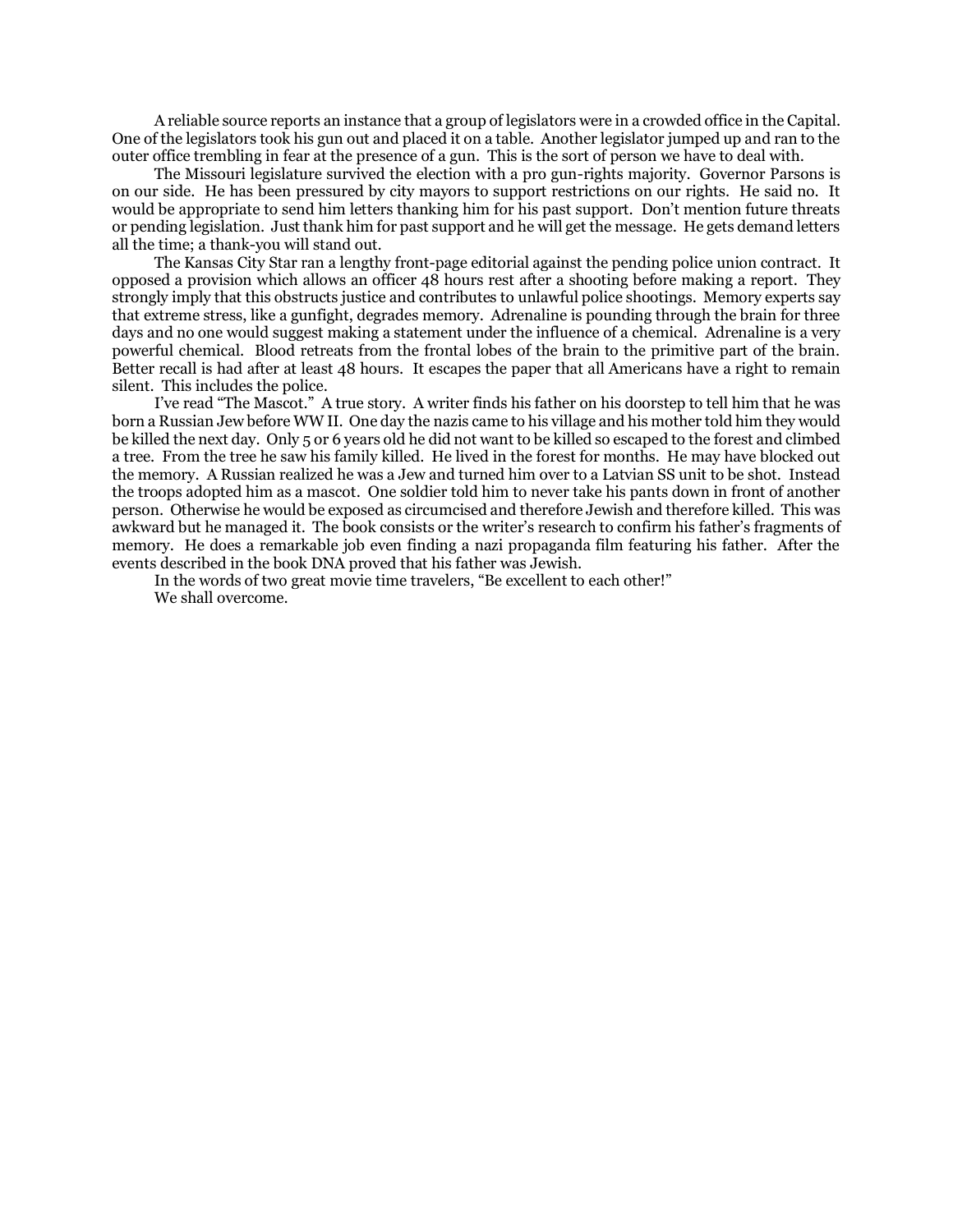A reliable source reports an instance that a group of legislators were in a crowded office in the Capital. One of the legislators took his gun out and placed it on a table. Another legislator jumped up and ran to the outer office trembling in fear at the presence of a gun. This is the sort of person we have to deal with.

The Missouri legislature survived the election with a pro gun-rights majority. Governor Parsons is on our side. He has been pressured by city mayors to support restrictions on our rights. He said no. It would be appropriate to send him letters thanking him for his past support. Don't mention future threats or pending legislation. Just thank him for past support and he will get the message. He gets demand letters all the time; a thank-you will stand out.

The Kansas City Star ran a lengthy front-page editorial against the pending police union contract. It opposed a provision which allows an officer 48 hours rest after a shooting before making a report. They strongly imply that this obstructs justice and contributes to unlawful police shootings. Memory experts say that extreme stress, like a gunfight, degrades memory. Adrenaline is pounding through the brain for three days and no one would suggest making a statement under the influence of a chemical. Adrenaline is a very powerful chemical. Blood retreats from the frontal lobes of the brain to the primitive part of the brain. Better recall is had after at least 48 hours. It escapes the paper that all Americans have a right to remain silent. This includes the police.

I've read "The Mascot." A true story. A writer finds his father on his doorstep to tell him that he was born a Russian Jew before WW II. One day the nazis came to his village and his mother told him they would be killed the next day. Only 5 or 6 years old he did not want to be killed so escaped to the forest and climbed a tree. From the tree he saw his family killed. He lived in the forest for months. He may have blocked out the memory. A Russian realized he was a Jew and turned him over to a Latvian SS unit to be shot. Instead the troops adopted him as a mascot. One soldier told him to never take his pants down in front of another person. Otherwise he would be exposed as circumcised and therefore Jewish and therefore killed. This was awkward but he managed it. The book consists or the writer's research to confirm his father's fragments of memory. He does a remarkable job even finding a nazi propaganda film featuring his father. After the events described in the book DNA proved that his father was Jewish.

In the words of two great movie time travelers, "Be excellent to each other!"

We shall overcome.